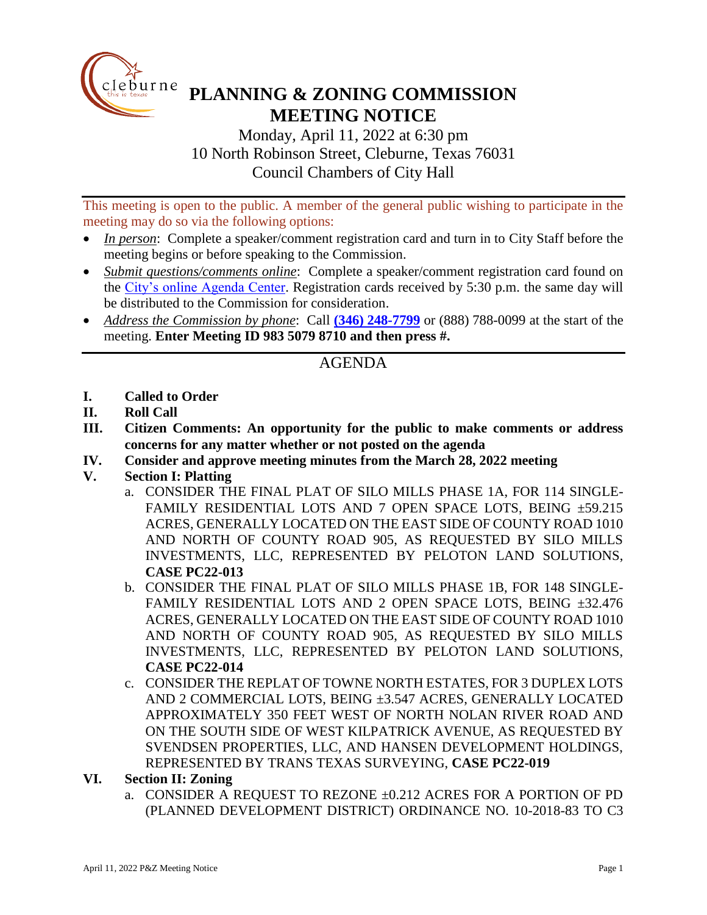# PLANNING & ZONING COMMISSION MEETING NOTICE

Monday, April 11, 2022 at 6:30 pm
10 North Robinson Street, Cleburne, Texas 76031
Council Chambers of City Hall

This meeting is open to the public. A member of the general public wishing to participate in the meeting may do so via the following options:

- *In person*: Complete a speaker/comment registration card and turn in to City Staff before the meeting begins or before speaking to the Commission.
- *Submit questions/comments online*: Complete a speaker/comment registration card found on the City's online Agenda Center. Registration cards received by 5:30 p.m. the same day will be distributed to the Commission for consideration.
- *Address the Commission by phone*: Call **(346) 248-7799** or (888) 788-0099 at the start of the meeting. **Enter Meeting ID 983 5079 8710 and then press #.**

## AGENDA

**I. Called to Order**

**II. Roll Call**

**III. Citizen Comments: An opportunity for the public to make comments or address concerns for any matter whether or not posted on the agenda**

**IV. Consider and approve meeting minutes from the March 28, 2022 meeting**

**V. Section I: Platting**

a. CONSIDER THE FINAL PLAT OF SILO MILLS PHASE 1A, FOR 114 SINGLE-FAMILY RESIDENTIAL LOTS AND 7 OPEN SPACE LOTS, BEING ±59.215 ACRES, GENERALLY LOCATED ON THE EAST SIDE OF COUNTY ROAD 1010 AND NORTH OF COUNTY ROAD 905, AS REQUESTED BY SILO MILLS INVESTMENTS, LLC, REPRESENTED BY PELOTON LAND SOLUTIONS, **CASE PC22-013**

b. CONSIDER THE FINAL PLAT OF SILO MILLS PHASE 1B, FOR 148 SINGLE-FAMILY RESIDENTIAL LOTS AND 2 OPEN SPACE LOTS, BEING ±32.476 ACRES, GENERALLY LOCATED ON THE EAST SIDE OF COUNTY ROAD 1010 AND NORTH OF COUNTY ROAD 905, AS REQUESTED BY SILO MILLS INVESTMENTS, LLC, REPRESENTED BY PELOTON LAND SOLUTIONS, **CASE PC22-014**

c. CONSIDER THE REPLAT OF TOWNE NORTH ESTATES, FOR 3 DUPLEX LOTS AND 2 COMMERCIAL LOTS, BEING ±3.547 ACRES, GENERALLY LOCATED APPROXIMATELY 350 FEET WEST OF NORTH NOLAN RIVER ROAD AND ON THE SOUTH SIDE OF WEST KILPATRICK AVENUE, AS REQUESTED BY SVENDSEN PROPERTIES, LLC, AND HANSEN DEVELOPMENT HOLDINGS, REPRESENTED BY TRANS TEXAS SURVEYING, **CASE PC22-019**

**VI. Section II: Zoning**

a. CONSIDER A REQUEST TO REZONE ±0.212 ACRES FOR A PORTION OF PD (PLANNED DEVELOPMENT DISTRICT) ORDINANCE NO. 10-2018-83 TO C3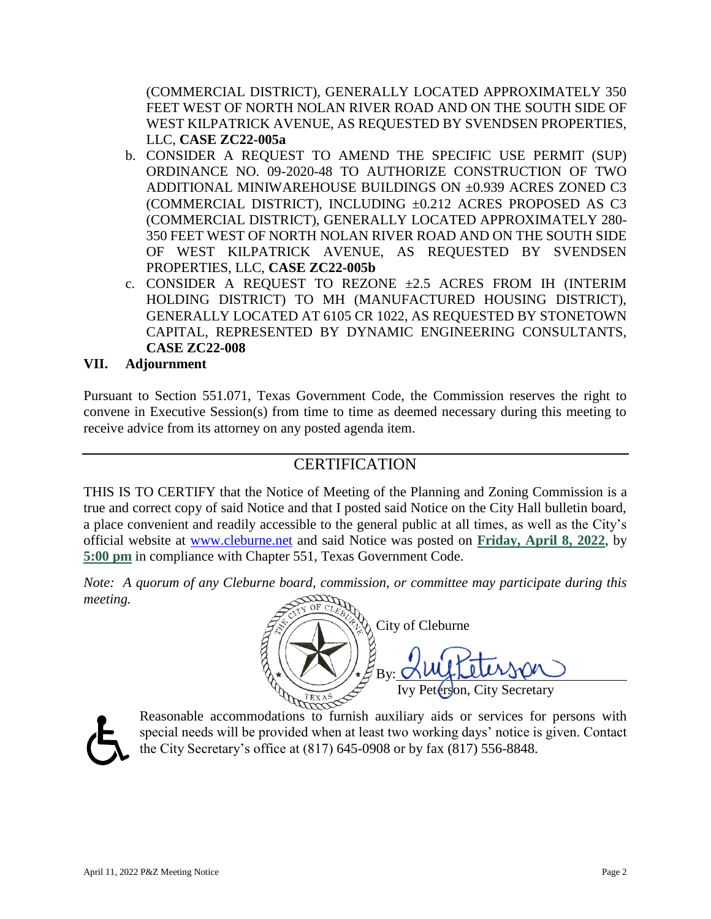(COMMERCIAL DISTRICT), GENERALLY LOCATED APPROXIMATELY 350 FEET WEST OF NORTH NOLAN RIVER ROAD AND ON THE SOUTH SIDE OF WEST KILPATRICK AVENUE, AS REQUESTED BY SVENDSEN PROPERTIES, LLC, **CASE ZC22-005a**

b. CONSIDER A REQUEST TO AMEND THE SPECIFIC USE PERMIT (SUP) ORDINANCE NO. 09-2020-48 TO AUTHORIZE CONSTRUCTION OF TWO ADDITIONAL MINIWAREHOUSE BUILDINGS ON ±0.939 ACRES ZONED C3 (COMMERCIAL DISTRICT), INCLUDING ±0.212 ACRES PROPOSED AS C3 (COMMERCIAL DISTRICT), GENERALLY LOCATED APPROXIMATELY 280-350 FEET WEST OF NORTH NOLAN RIVER ROAD AND ON THE SOUTH SIDE OF WEST KILPATRICK AVENUE, AS REQUESTED BY SVENDSEN PROPERTIES, LLC, **CASE ZC22-005b**

c. CONSIDER A REQUEST TO REZONE ±2.5 ACRES FROM IH (INTERIM HOLDING DISTRICT) TO MH (MANUFACTURED HOUSING DISTRICT), GENERALLY LOCATED AT 6105 CR 1022, AS REQUESTED BY STONETOWN CAPITAL, REPRESENTED BY DYNAMIC ENGINEERING CONSULTANTS, **CASE ZC22-008**

**VII. Adjournment**

Pursuant to Section 551.071, Texas Government Code, the Commission reserves the right to convene in Executive Session(s) from time to time as deemed necessary during this meeting to receive advice from its attorney on any posted agenda item.

## CERTIFICATION

THIS IS TO CERTIFY that the Notice of Meeting of the Planning and Zoning Commission is a true and correct copy of said Notice and that I posted said Notice on the City Hall bulletin board, a place convenient and readily accessible to the general public at all times, as well as the City's official website at www.cleburne.net and said Notice was posted on **Friday, April 8, 2022**, by **5:00 pm** in compliance with Chapter 551, Texas Government Code.

*Note: A quorum of any Cleburne board, commission, or committee may participate during this meeting.*

City of Cleburne

By: ______________________

Ivy Peterson, City Secretary

Reasonable accommodations to furnish auxiliary aids or services for persons with special needs will be provided when at least two working days' notice is given. Contact the City Secretary's office at (817) 645-0908 or by fax (817) 556-8848.